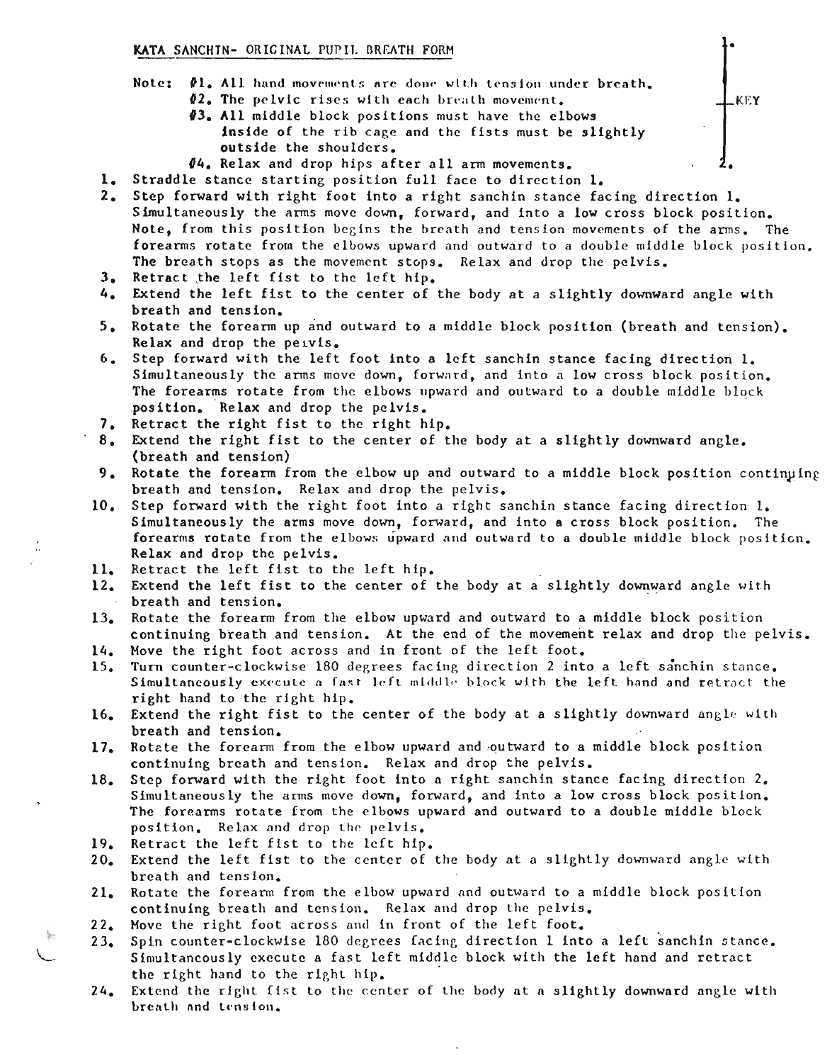# KATA SANCHIN- ORIGINAL PUPIL BREATH FORM

1\.

KEY

2\.

Note:
- #1. All hand movements are done with tension under breath.
- #2. The pelvic rises with each breath movement.
- #3. All middle block positions must have the elbows inside of the rib cage and the fists must be slightly outside the shoulders.
- #4. Relax and drop hips after all arm movements.

1. Straddle stance starting position full face to direction 1.
2. Step forward with right foot into a right sanchin stance facing direction 1. Simultaneously the arms move down, forward, and into a low cross block position. Note, from this position begins the breath and tension movements of the arms. The forearms rotate from the elbows upward and outward to a double middle block position. The breath stops as the movement stops. Relax and drop the pelvis.
3. Retract the left fist to the left hip.
4. Extend the left fist to the center of the body at a slightly downward angle with breath and tension.
5. Rotate the forearm up and outward to a middle block position (breath and tension). Relax and drop the pelvis.
6. Step forward with the left foot into a left sanchin stance facing direction 1. Simultaneously the arms move down, forward, and into a low cross block position. The forearms rotate from the elbows upward and outward to a double middle block position. Relax and drop the pelvis.
7. Retract the right fist to the right hip.
8. Extend the right fist to the center of the body at a slightly downward angle. (breath and tension)
9. Rotate the forearm from the elbow up and outward to a middle block position continuing breath and tension. Relax and drop the pelvis.
10. Step forward with the right foot into a right sanchin stance facing direction 1. Simultaneously the arms move down, forward, and into a cross block position. The forearms rotate from the elbows upward and outward to a double middle block position. Relax and drop the pelvis.
11. Retract the left fist to the left hip.
12. Extend the left fist to the center of the body at a slightly downward angle with breath and tension.
13. Rotate the forearm from the elbow upward and outward to a middle block position continuing breath and tension. At the end of the movement relax and drop the pelvis.
14. Move the right foot across and in front of the left foot.
15. Turn counter-clockwise 180 degrees facing direction 2 into a left sanchin stance. Simultaneously execute a fast left middle block with the left hand and retract the right hand to the right hip.
16. Extend the right fist to the center of the body at a slightly downward angle with breath and tension.
17. Rotate the forearm from the elbow upward and outward to a middle block position continuing breath and tension. Relax and drop the pelvis.
18. Step forward with the right foot into a right sanchin stance facing direction 2. Simultaneously the arms move down, forward, and into a low cross block position. The forearms rotate from the elbows upward and outward to a double middle block position. Relax and drop the pelvis.
19. Retract the left fist to the left hip.
20. Extend the left fist to the center of the body at a slightly downward angle with breath and tension.
21. Rotate the forearm from the elbow upward and outward to a middle block position continuing breath and tension. Relax and drop the pelvis.
22. Move the right foot across and in front of the left foot.
23. Spin counter-clockwise 180 degrees facing direction 1 into a left sanchin stance. Simultaneously execute a fast left middle block with the left hand and retract the right hand to the right hip.
24. Extend the right fist to the center of the body at a slightly downward angle with breath and tension.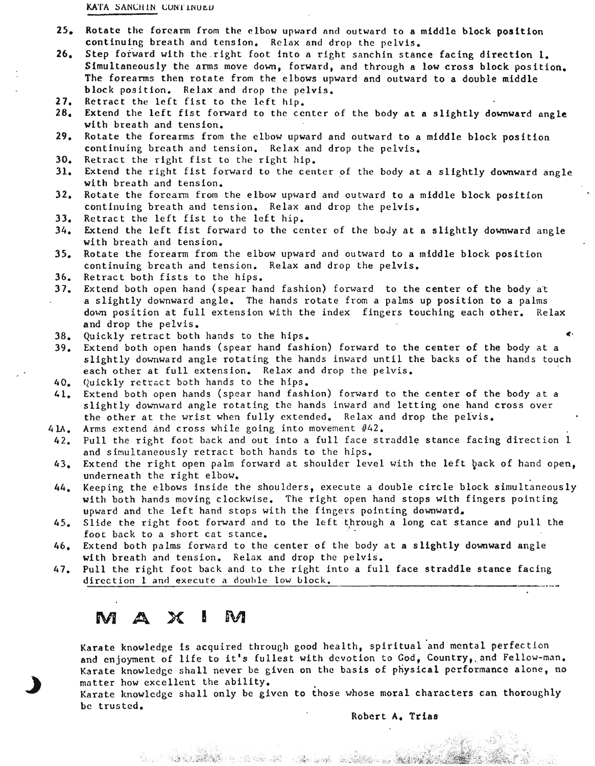KATA SANCHIN CONTINUED

25. Rotate the forearm from the elbow upward and outward to a middle block position continuing breath and tension. Relax and drop the pelvis.
26. Step forward with the right foot into a right sanchin stance facing direction 1. Simultaneously the arms move down, forward, and through a low cross block position. The forearms then rotate from the elbows upward and outward to a double middle block position. Relax and drop the pelvis.
27. Retract the left fist to the left hip.
28. Extend the left fist forward to the center of the body at a slightly downward angle with breath and tension.
29. Rotate the forearms from the elbow upward and outward to a middle block position continuing breath and tension. Relax and drop the pelvis.
30. Retract the right fist to the right hip.
31. Extend the right fist forward to the center of the body at a slightly downward angle with breath and tension.
32. Rotate the forearm from the elbow upward and outward to a middle block position continuing breath and tension. Relax and drop the pelvis.
33. Retract the left fist to the left hip.
34. Extend the left fist forward to the center of the body at a slightly downward angle with breath and tension.
35. Rotate the forearm from the elbow upward and outward to a middle block position continuing breath and tension. Relax and drop the pelvis.
36. Retract both fists to the hips.
37. Extend both open hand (spear hand fashion) forward to the center of the body at a slightly downward angle. The hands rotate from a palms up position to a palms down position at full extension with the index fingers touching each other. Relax and drop the pelvis.
38. Quickly retract both hands to the hips.
39. Extend both open hands (spear hand fashion) forward to the center of the body at a slightly downward angle rotating the hands inward until the backs of the hands touch each other at full extension. Relax and drop the pelvis.
40. Quickly retract both hands to the hips.
41. Extend both open hands (spear hand fashion) forward to the center of the body at a slightly downward angle rotating the hands inward and letting one hand cross over the other at the wrist when fully extended. Relax and drop the pelvis.

41A. Arms extend and cross while going into movement #42.

42. Pull the right foot back and out into a full face straddle stance facing direction 1 and simultaneously retract both hands to the hips.
43. Extend the right open palm forward at shoulder level with the left back of hand open, underneath the right elbow.
44. Keeping the elbows inside the shoulders, execute a double circle block simultaneously with both hands moving clockwise. The right open hand stops with fingers pointing upward and the left hand stops with the fingers pointing downward.
45. Slide the right foot forward and to the left through a long cat stance and pull the foot back to a short cat stance.
46. Extend both palms forward to the center of the body at a slightly downward angle with breath and tension. Relax and drop the pelvis.
47. Pull the right foot back and to the right into a full face straddle stance facing direction 1 and execute a double low block.

# MAXIM

Karate knowledge is acquired through good health, spiritual and mental perfection and enjoyment of life to it's fullest with devotion to God, Country, and Fellow-man. Karate knowledge shall never be given on the basis of physical performance alone, no matter how excellent the ability.
Karate knowledge shall only be given to those whose moral characters can thoroughly be trusted.

Robert A. Trias